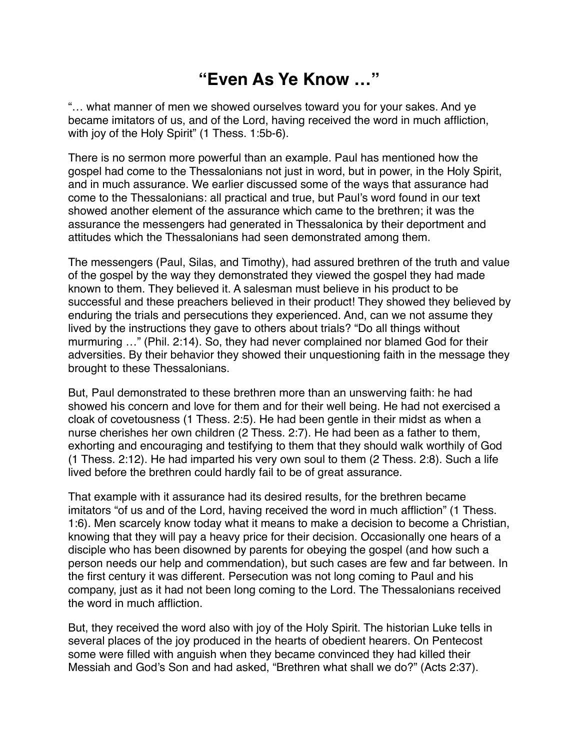# "Even As Ye Know …"

"… what manner of men we showed ourselves toward you for your sakes. And ye became imitators of us, and of the Lord, having received the word in much affliction, with joy of the Holy Spirit" (1 Thess. 1:5b-6).

There is no sermon more powerful than an example. Paul has mentioned how the gospel had come to the Thessalonians not just in word, but in power, in the Holy Spirit, and in much assurance. We earlier discussed some of the ways that assurance had come to the Thessalonians: all practical and true, but Paul's word found in our text showed another element of the assurance which came to the brethren; it was the assurance the messengers had generated in Thessalonica by their deportment and attitudes which the Thessalonians had seen demonstrated among them.

The messengers (Paul, Silas, and Timothy), had assured brethren of the truth and value of the gospel by the way they demonstrated they viewed the gospel they had made known to them. They believed it. A salesman must believe in his product to be successful and these preachers believed in their product! They showed they believed by enduring the trials and persecutions they experienced. And, can we not assume they lived by the instructions they gave to others about trials? "Do all things without murmuring …" (Phil. 2:14). So, they had never complained nor blamed God for their adversities. By their behavior they showed their unquestioning faith in the message they brought to these Thessalonians.

But, Paul demonstrated to these brethren more than an unswerving faith: he had showed his concern and love for them and for their well being. He had not exercised a cloak of covetousness (1 Thess. 2:5). He had been gentle in their midst as when a nurse cherishes her own children (2 Thess. 2:7). He had been as a father to them, exhorting and encouraging and testifying to them that they should walk worthily of God (1 Thess. 2:12). He had imparted his very own soul to them (2 Thess. 2:8). Such a life lived before the brethren could hardly fail to be of great assurance.

That example with it assurance had its desired results, for the brethren became imitators "of us and of the Lord, having received the word in much affliction" (1 Thess. 1:6). Men scarcely know today what it means to make a decision to become a Christian, knowing that they will pay a heavy price for their decision. Occasionally one hears of a disciple who has been disowned by parents for obeying the gospel (and how such a person needs our help and commendation), but such cases are few and far between. In the first century it was different. Persecution was not long coming to Paul and his company, just as it had not been long coming to the Lord. The Thessalonians received the word in much affliction.

But, they received the word also with joy of the Holy Spirit. The historian Luke tells in several places of the joy produced in the hearts of obedient hearers. On Pentecost some were filled with anguish when they became convinced they had killed their Messiah and God's Son and had asked, "Brethren what shall we do?" (Acts 2:37).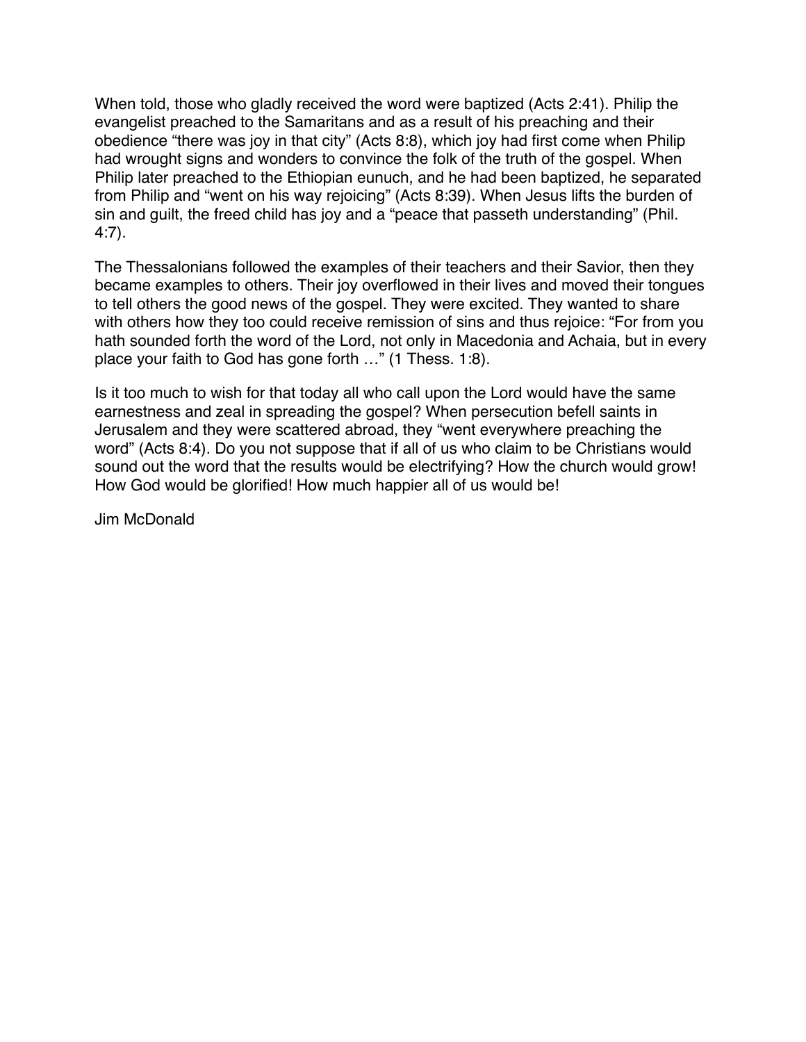When told, those who gladly received the word were baptized (Acts 2:41). Philip the evangelist preached to the Samaritans and as a result of his preaching and their obedience "there was joy in that city" (Acts 8:8), which joy had first come when Philip had wrought signs and wonders to convince the folk of the truth of the gospel. When Philip later preached to the Ethiopian eunuch, and he had been baptized, he separated from Philip and "went on his way rejoicing" (Acts 8:39). When Jesus lifts the burden of sin and guilt, the freed child has joy and a "peace that passeth understanding" (Phil. 4:7).

The Thessalonians followed the examples of their teachers and their Savior, then they became examples to others. Their joy overflowed in their lives and moved their tongues to tell others the good news of the gospel. They were excited. They wanted to share with others how they too could receive remission of sins and thus rejoice: "For from you hath sounded forth the word of the Lord, not only in Macedonia and Achaia, but in every place your faith to God has gone forth …" (1 Thess. 1:8).

Is it too much to wish for that today all who call upon the Lord would have the same earnestness and zeal in spreading the gospel? When persecution befell saints in Jerusalem and they were scattered abroad, they "went everywhere preaching the word" (Acts 8:4). Do you not suppose that if all of us who claim to be Christians would sound out the word that the results would be electrifying? How the church would grow! How God would be glorified! How much happier all of us would be!

Jim McDonald